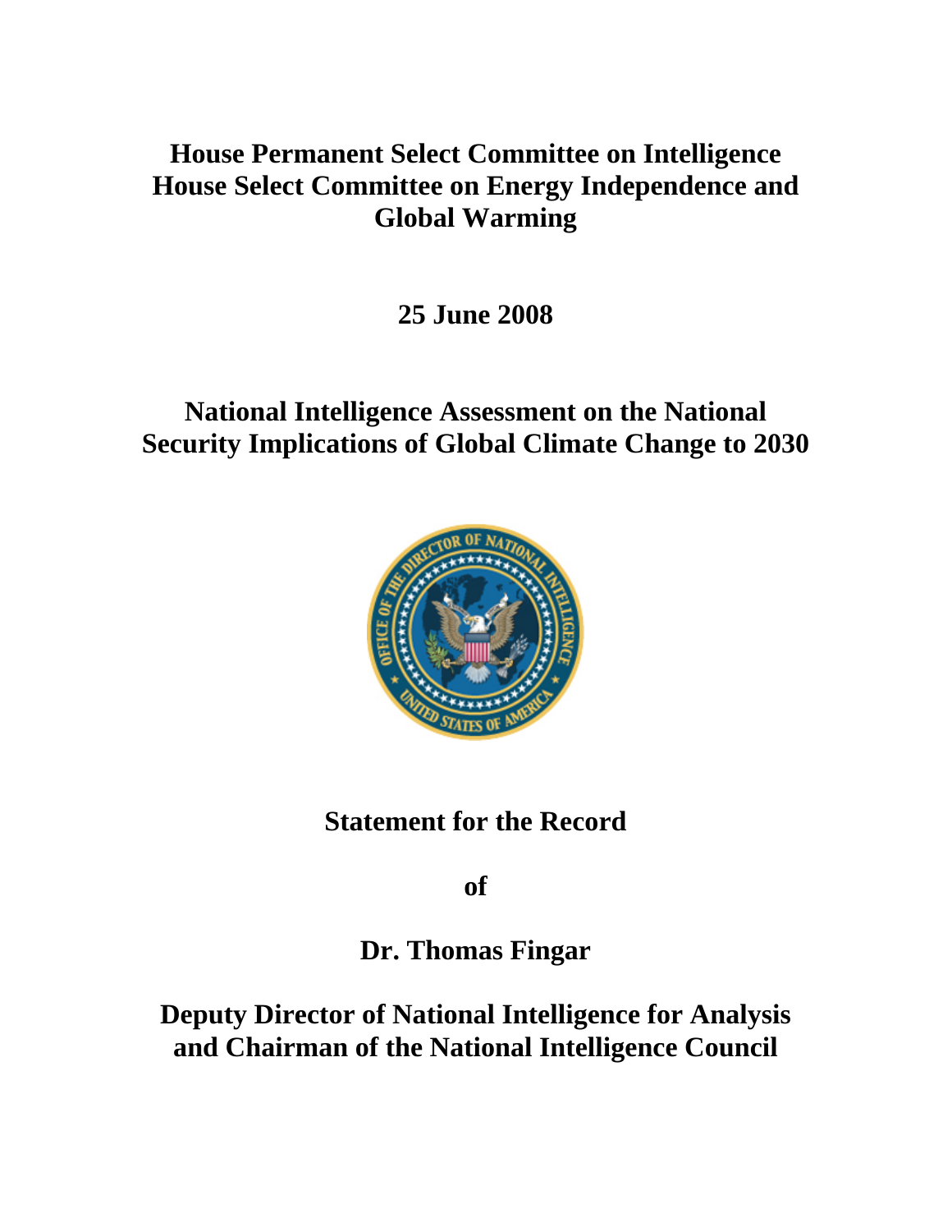# House Permanent Select Committee on Intelligence
# House Select Committee on Energy Independence and Global Warming

**25 June 2008**

## National Intelligence Assessment on the National Security Implications of Global Climate Change to 2030

**Statement for the Record**

**of**

**Dr. Thomas Fingar**

**Deputy Director of National Intelligence for Analysis and Chairman of the National Intelligence Council**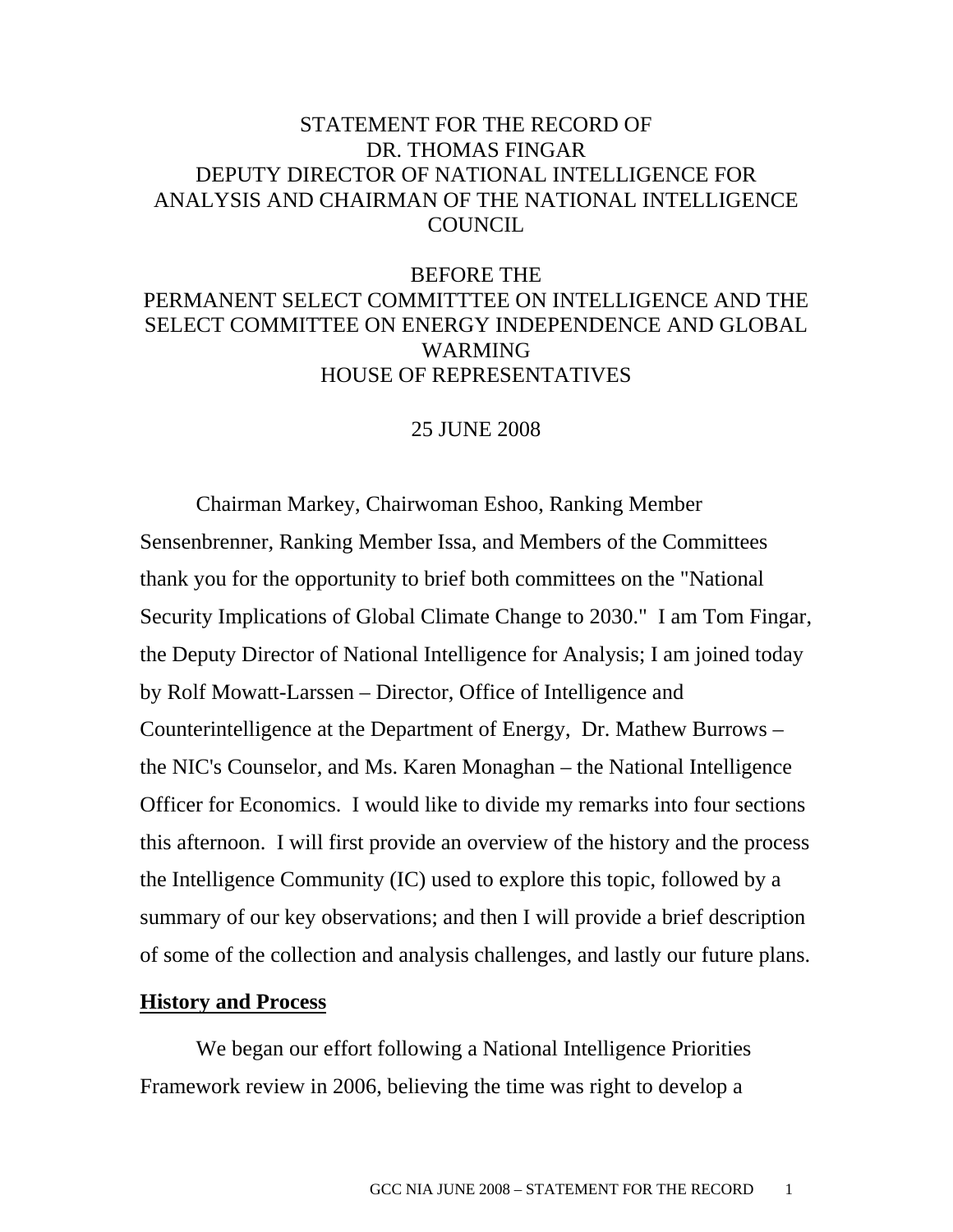STATEMENT FOR THE RECORD OF
DR. THOMAS FINGAR
DEPUTY DIRECTOR OF NATIONAL INTELLIGENCE FOR ANALYSIS AND CHAIRMAN OF THE NATIONAL INTELLIGENCE COUNCIL

BEFORE THE
PERMANENT SELECT COMMITTTEE ON INTELLIGENCE AND THE SELECT COMMITTEE ON ENERGY INDEPENDENCE AND GLOBAL WARMING
HOUSE OF REPRESENTATIVES

25 JUNE 2008

Chairman Markey, Chairwoman Eshoo, Ranking Member Sensenbrenner, Ranking Member Issa, and Members of the Committees thank you for the opportunity to brief both committees on the "National Security Implications of Global Climate Change to 2030." I am Tom Fingar, the Deputy Director of National Intelligence for Analysis; I am joined today by Rolf Mowatt-Larssen – Director, Office of Intelligence and Counterintelligence at the Department of Energy, Dr. Mathew Burrows – the NIC's Counselor, and Ms. Karen Monaghan – the National Intelligence Officer for Economics. I would like to divide my remarks into four sections this afternoon. I will first provide an overview of the history and the process the Intelligence Community (IC) used to explore this topic, followed by a summary of our key observations; and then I will provide a brief description of some of the collection and analysis challenges, and lastly our future plans.

## History and Process

We began our effort following a National Intelligence Priorities Framework review in 2006, believing the time was right to develop a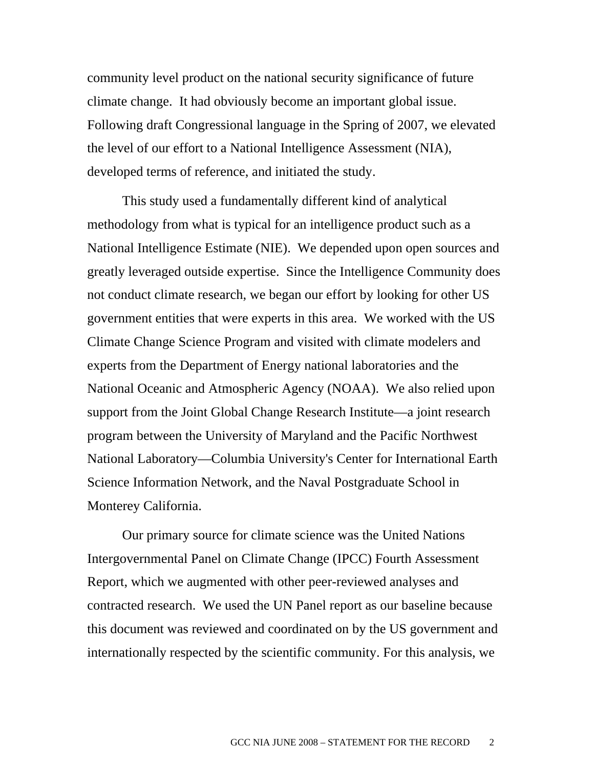community level product on the national security significance of future climate change.  It had obviously become an important global issue. Following draft Congressional language in the Spring of 2007, we elevated the level of our effort to a National Intelligence Assessment (NIA), developed terms of reference, and initiated the study.

This study used a fundamentally different kind of analytical methodology from what is typical for an intelligence product such as a National Intelligence Estimate (NIE).  We depended upon open sources and greatly leveraged outside expertise.  Since the Intelligence Community does not conduct climate research, we began our effort by looking for other US government entities that were experts in this area.  We worked with the US Climate Change Science Program and visited with climate modelers and experts from the Department of Energy national laboratories and the National Oceanic and Atmospheric Agency (NOAA).  We also relied upon support from the Joint Global Change Research Institute—a joint research program between the University of Maryland and the Pacific Northwest National Laboratory—Columbia University's Center for International Earth Science Information Network, and the Naval Postgraduate School in Monterey California.

Our primary source for climate science was the United Nations Intergovernmental Panel on Climate Change (IPCC) Fourth Assessment Report, which we augmented with other peer-reviewed analyses and contracted research.  We used the UN Panel report as our baseline because this document was reviewed and coordinated on by the US government and internationally respected by the scientific community. For this analysis, we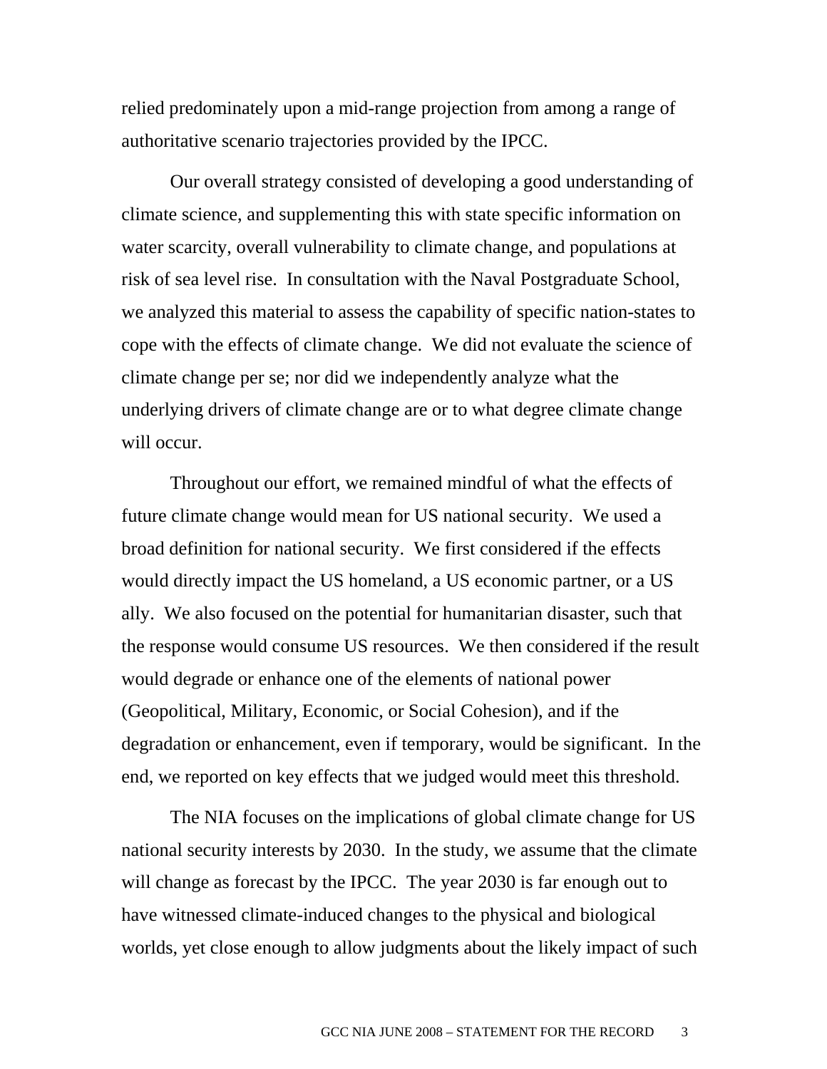relied predominately upon a mid-range projection from among a range of authoritative scenario trajectories provided by the IPCC.

Our overall strategy consisted of developing a good understanding of climate science, and supplementing this with state specific information on water scarcity, overall vulnerability to climate change, and populations at risk of sea level rise. In consultation with the Naval Postgraduate School, we analyzed this material to assess the capability of specific nation-states to cope with the effects of climate change. We did not evaluate the science of climate change per se; nor did we independently analyze what the underlying drivers of climate change are or to what degree climate change will occur.

Throughout our effort, we remained mindful of what the effects of future climate change would mean for US national security. We used a broad definition for national security. We first considered if the effects would directly impact the US homeland, a US economic partner, or a US ally. We also focused on the potential for humanitarian disaster, such that the response would consume US resources. We then considered if the result would degrade or enhance one of the elements of national power (Geopolitical, Military, Economic, or Social Cohesion), and if the degradation or enhancement, even if temporary, would be significant. In the end, we reported on key effects that we judged would meet this threshold.

The NIA focuses on the implications of global climate change for US national security interests by 2030. In the study, we assume that the climate will change as forecast by the IPCC. The year 2030 is far enough out to have witnessed climate-induced changes to the physical and biological worlds, yet close enough to allow judgments about the likely impact of such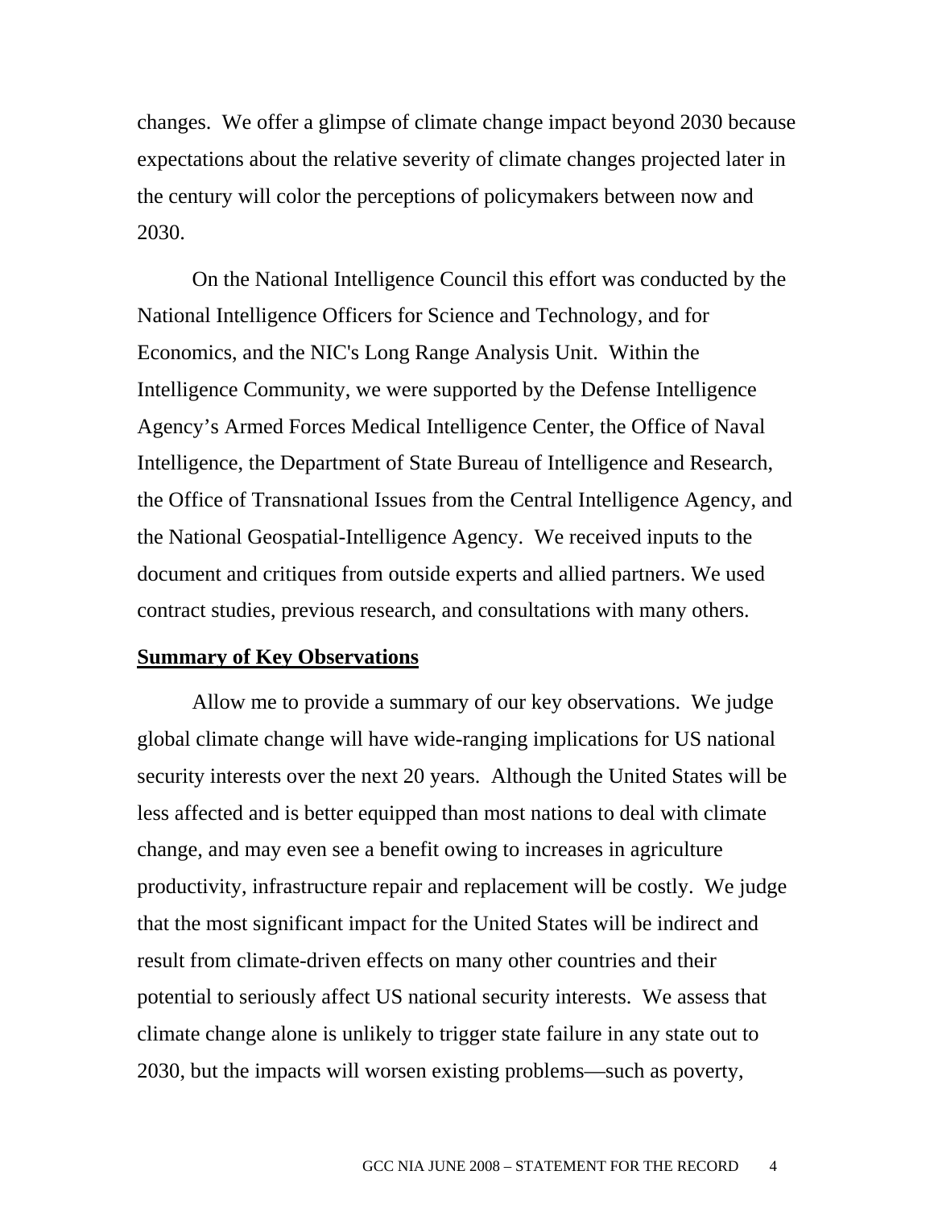changes.  We offer a glimpse of climate change impact beyond 2030 because expectations about the relative severity of climate changes projected later in the century will color the perceptions of policymakers between now and 2030.

On the National Intelligence Council this effort was conducted by the National Intelligence Officers for Science and Technology, and for Economics, and the NIC's Long Range Analysis Unit.  Within the Intelligence Community, we were supported by the Defense Intelligence Agency's Armed Forces Medical Intelligence Center, the Office of Naval Intelligence, the Department of State Bureau of Intelligence and Research, the Office of Transnational Issues from the Central Intelligence Agency, and the National Geospatial-Intelligence Agency.  We received inputs to the document and critiques from outside experts and allied partners. We used contract studies, previous research, and consultations with many others.

## Summary of Key Observations

Allow me to provide a summary of our key observations.  We judge global climate change will have wide-ranging implications for US national security interests over the next 20 years.  Although the United States will be less affected and is better equipped than most nations to deal with climate change, and may even see a benefit owing to increases in agriculture productivity, infrastructure repair and replacement will be costly.  We judge that the most significant impact for the United States will be indirect and result from climate-driven effects on many other countries and their potential to seriously affect US national security interests.  We assess that climate change alone is unlikely to trigger state failure in any state out to 2030, but the impacts will worsen existing problems—such as poverty,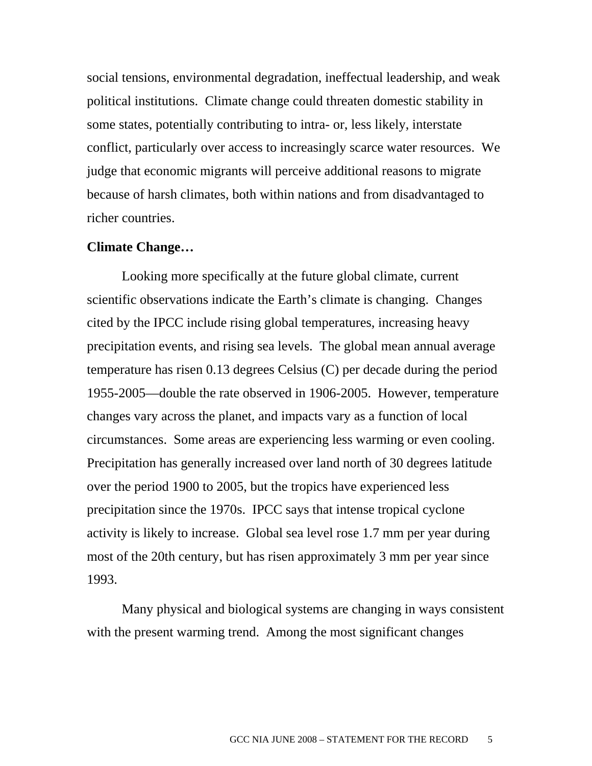social tensions, environmental degradation, ineffectual leadership, and weak political institutions. Climate change could threaten domestic stability in some states, potentially contributing to intra- or, less likely, interstate conflict, particularly over access to increasingly scarce water resources. We judge that economic migrants will perceive additional reasons to migrate because of harsh climates, both within nations and from disadvantaged to richer countries.

**Climate Change…**

Looking more specifically at the future global climate, current scientific observations indicate the Earth's climate is changing. Changes cited by the IPCC include rising global temperatures, increasing heavy precipitation events, and rising sea levels. The global mean annual average temperature has risen 0.13 degrees Celsius (C) per decade during the period 1955-2005—double the rate observed in 1906-2005. However, temperature changes vary across the planet, and impacts vary as a function of local circumstances. Some areas are experiencing less warming or even cooling. Precipitation has generally increased over land north of 30 degrees latitude over the period 1900 to 2005, but the tropics have experienced less precipitation since the 1970s. IPCC says that intense tropical cyclone activity is likely to increase. Global sea level rose 1.7 mm per year during most of the 20th century, but has risen approximately 3 mm per year since 1993.

Many physical and biological systems are changing in ways consistent with the present warming trend. Among the most significant changes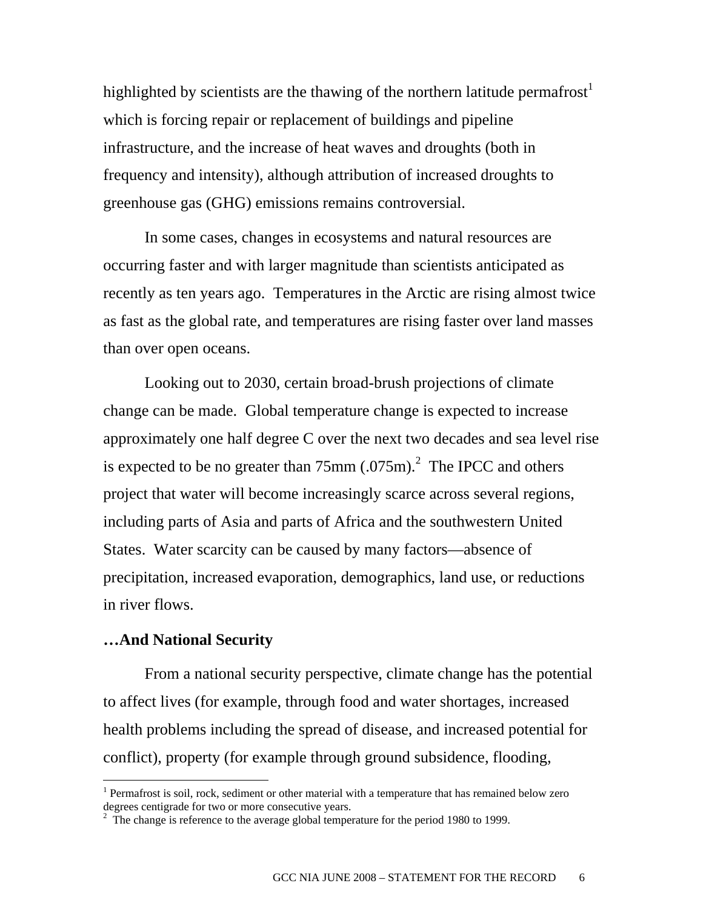highlighted by scientists are the thawing of the northern latitude permafrost[1] which is forcing repair or replacement of buildings and pipeline infrastructure, and the increase of heat waves and droughts (both in frequency and intensity), although attribution of increased droughts to greenhouse gas (GHG) emissions remains controversial.

In some cases, changes in ecosystems and natural resources are occurring faster and with larger magnitude than scientists anticipated as recently as ten years ago. Temperatures in the Arctic are rising almost twice as fast as the global rate, and temperatures are rising faster over land masses than over open oceans.

Looking out to 2030, certain broad-brush projections of climate change can be made. Global temperature change is expected to increase approximately one half degree C over the next two decades and sea level rise is expected to be no greater than 75mm (.075m).[2] The IPCC and others project that water will become increasingly scarce across several regions, including parts of Asia and parts of Africa and the southwestern United States. Water scarcity can be caused by many factors—absence of precipitation, increased evaporation, demographics, land use, or reductions in river flows.

**…And National Security**

From a national security perspective, climate change has the potential to affect lives (for example, through food and water shortages, increased health problems including the spread of disease, and increased potential for conflict), property (for example through ground subsidence, flooding,

---

[1] Permafrost is soil, rock, sediment or other material with a temperature that has remained below zero degrees centigrade for two or more consecutive years.

[2] The change is reference to the average global temperature for the period 1980 to 1999.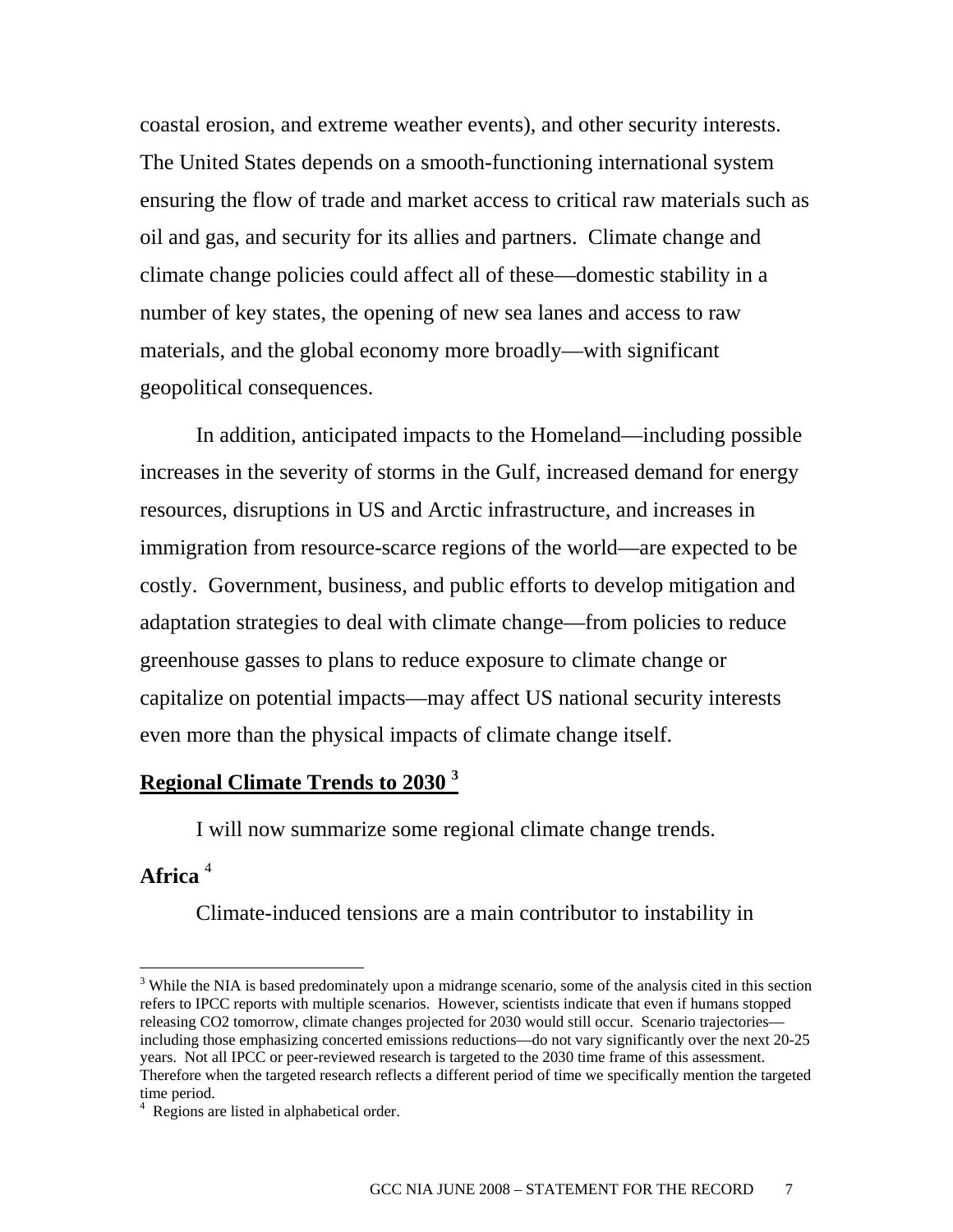coastal erosion, and extreme weather events), and other security interests. The United States depends on a smooth-functioning international system ensuring the flow of trade and market access to critical raw materials such as oil and gas, and security for its allies and partners. Climate change and climate change policies could affect all of these—domestic stability in a number of key states, the opening of new sea lanes and access to raw materials, and the global economy more broadly—with significant geopolitical consequences.

In addition, anticipated impacts to the Homeland—including possible increases in the severity of storms in the Gulf, increased demand for energy resources, disruptions in US and Arctic infrastructure, and increases in immigration from resource-scarce regions of the world—are expected to be costly. Government, business, and public efforts to develop mitigation and adaptation strategies to deal with climate change—from policies to reduce greenhouse gasses to plans to reduce exposure to climate change or capitalize on potential impacts—may affect US national security interests even more than the physical impacts of climate change itself.

## Regional Climate Trends to 2030 [3]

I will now summarize some regional climate change trends.

### Africa [4]

Climate-induced tensions are a main contributor to instability in

---

[3] While the NIA is based predominately upon a midrange scenario, some of the analysis cited in this section refers to IPCC reports with multiple scenarios. However, scientists indicate that even if humans stopped releasing CO2 tomorrow, climate changes projected for 2030 would still occur. Scenario trajectories—including those emphasizing concerted emissions reductions—do not vary significantly over the next 20-25 years. Not all IPCC or peer-reviewed research is targeted to the 2030 time frame of this assessment. Therefore when the targeted research reflects a different period of time we specifically mention the targeted time period.

[4] Regions are listed in alphabetical order.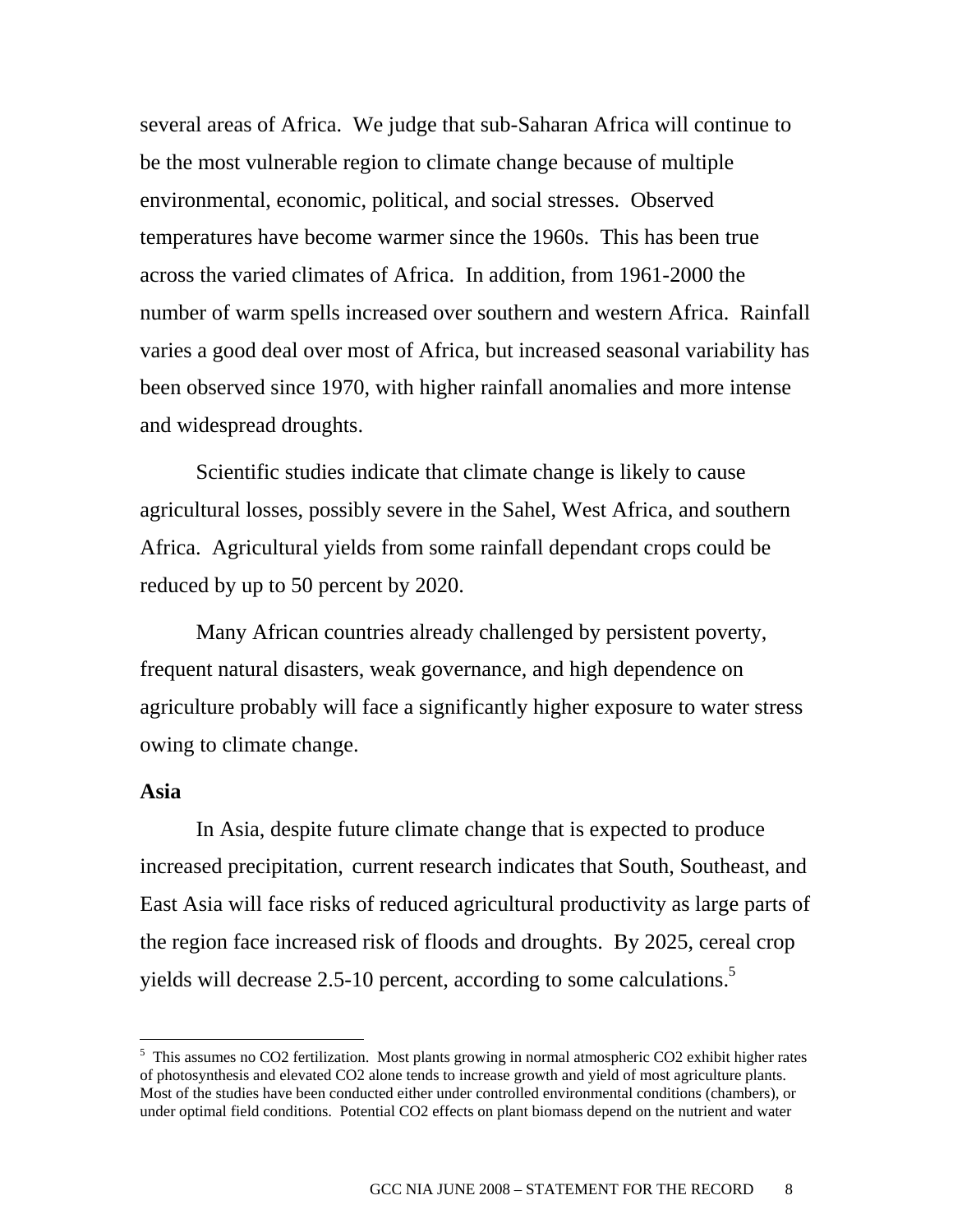several areas of Africa. We judge that sub-Saharan Africa will continue to be the most vulnerable region to climate change because of multiple environmental, economic, political, and social stresses. Observed temperatures have become warmer since the 1960s. This has been true across the varied climates of Africa. In addition, from 1961-2000 the number of warm spells increased over southern and western Africa. Rainfall varies a good deal over most of Africa, but increased seasonal variability has been observed since 1970, with higher rainfall anomalies and more intense and widespread droughts.

Scientific studies indicate that climate change is likely to cause agricultural losses, possibly severe in the Sahel, West Africa, and southern Africa. Agricultural yields from some rainfall dependant crops could be reduced by up to 50 percent by 2020.

Many African countries already challenged by persistent poverty, frequent natural disasters, weak governance, and high dependence on agriculture probably will face a significantly higher exposure to water stress owing to climate change.

**Asia**

In Asia, despite future climate change that is expected to produce increased precipitation, current research indicates that South, Southeast, and East Asia will face risks of reduced agricultural productivity as large parts of the region face increased risk of floods and droughts. By 2025, cereal crop yields will decrease 2.5-10 percent, according to some calculations.[5]

---

[5] This assumes no $CO_2$ fertilization. Most plants growing in normal atmospheric $CO_2$ exhibit higher rates of photosynthesis and elevated $CO_2$ alone tends to increase growth and yield of most agriculture plants. Most of the studies have been conducted either under controlled environmental conditions (chambers), or under optimal field conditions. Potential $CO_2$ effects on plant biomass depend on the nutrient and water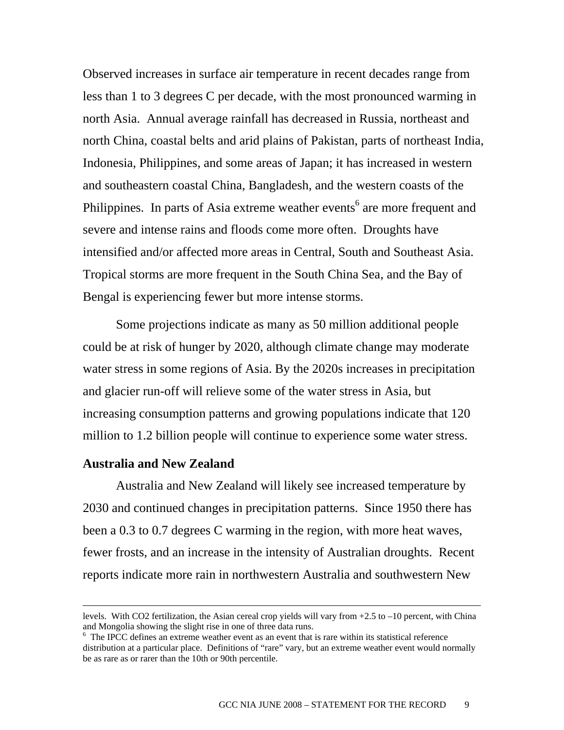Observed increases in surface air temperature in recent decades range from less than 1 to 3 degrees C per decade, with the most pronounced warming in north Asia. Annual average rainfall has decreased in Russia, northeast and north China, coastal belts and arid plains of Pakistan, parts of northeast India, Indonesia, Philippines, and some areas of Japan; it has increased in western and southeastern coastal China, Bangladesh, and the western coasts of the Philippines. In parts of Asia extreme weather events[6] are more frequent and severe and intense rains and floods come more often. Droughts have intensified and/or affected more areas in Central, South and Southeast Asia. Tropical storms are more frequent in the South China Sea, and the Bay of Bengal is experiencing fewer but more intense storms.

Some projections indicate as many as 50 million additional people could be at risk of hunger by 2020, although climate change may moderate water stress in some regions of Asia. By the 2020s increases in precipitation and glacier run-off will relieve some of the water stress in Asia, but increasing consumption patterns and growing populations indicate that 120 million to 1.2 billion people will continue to experience some water stress.

**Australia and New Zealand**

Australia and New Zealand will likely see increased temperature by 2030 and continued changes in precipitation patterns. Since 1950 there has been a 0.3 to 0.7 degrees C warming in the region, with more heat waves, fewer frosts, and an increase in the intensity of Australian droughts. Recent reports indicate more rain in northwestern Australia and southwestern New

---

levels. With CO2 fertilization, the Asian cereal crop yields will vary from +2.5 to –10 percent, with China and Mongolia showing the slight rise in one of three data runs.

[6] The IPCC defines an extreme weather event as an event that is rare within its statistical reference distribution at a particular place. Definitions of "rare" vary, but an extreme weather event would normally be as rare as or rarer than the 10th or 90th percentile.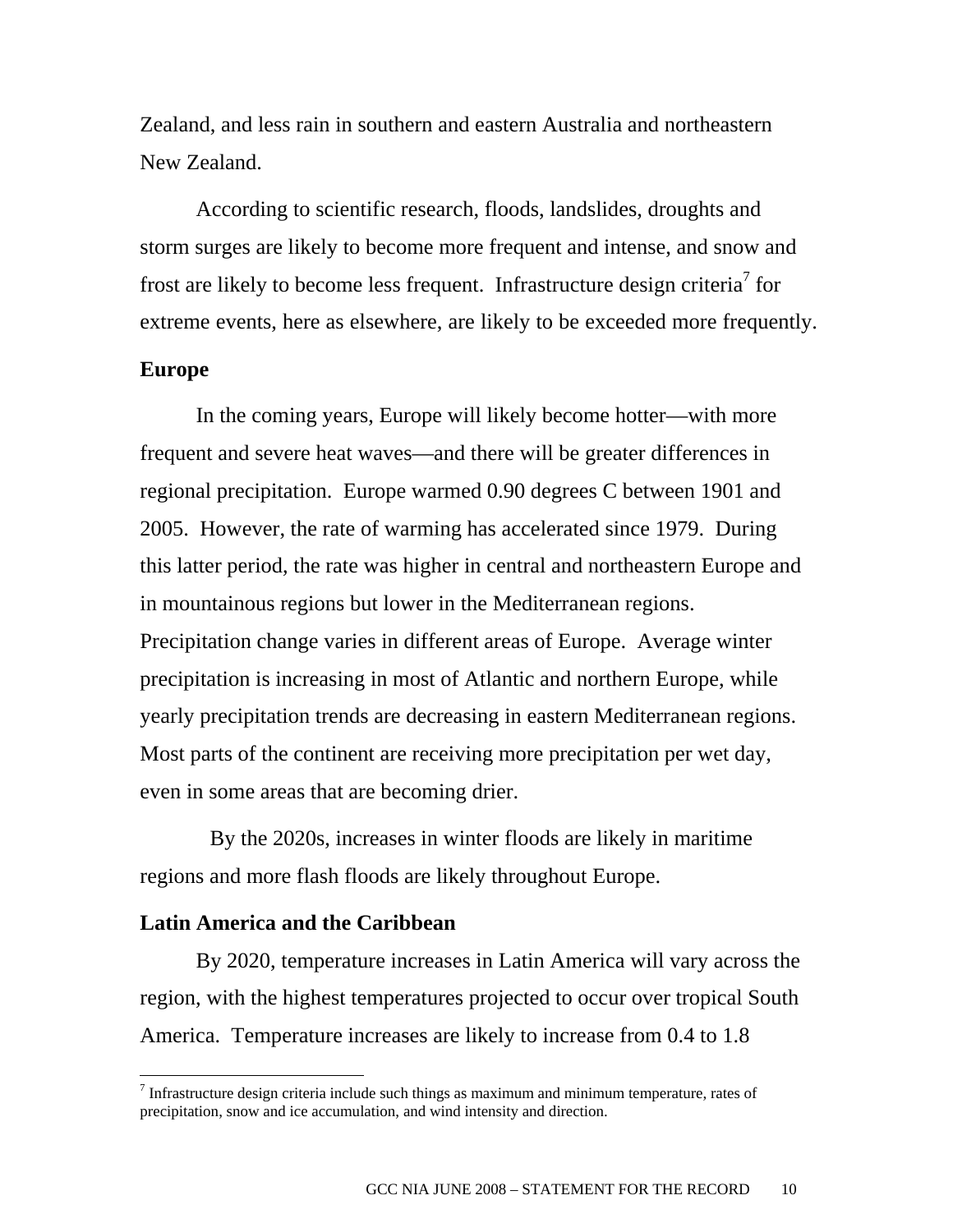Zealand, and less rain in southern and eastern Australia and northeastern New Zealand.

According to scientific research, floods, landslides, droughts and storm surges are likely to become more frequent and intense, and snow and frost are likely to become less frequent. Infrastructure design criteria[7] for extreme events, here as elsewhere, are likely to be exceeded more frequently.

**Europe**

In the coming years, Europe will likely become hotter—with more frequent and severe heat waves—and there will be greater differences in regional precipitation. Europe warmed 0.90 degrees C between 1901 and 2005. However, the rate of warming has accelerated since 1979. During this latter period, the rate was higher in central and northeastern Europe and in mountainous regions but lower in the Mediterranean regions. Precipitation change varies in different areas of Europe. Average winter precipitation is increasing in most of Atlantic and northern Europe, while yearly precipitation trends are decreasing in eastern Mediterranean regions. Most parts of the continent are receiving more precipitation per wet day, even in some areas that are becoming drier.

By the 2020s, increases in winter floods are likely in maritime regions and more flash floods are likely throughout Europe.

**Latin America and the Caribbean**

By 2020, temperature increases in Latin America will vary across the region, with the highest temperatures projected to occur over tropical South America. Temperature increases are likely to increase from 0.4 to 1.8

[7] Infrastructure design criteria include such things as maximum and minimum temperature, rates of precipitation, snow and ice accumulation, and wind intensity and direction.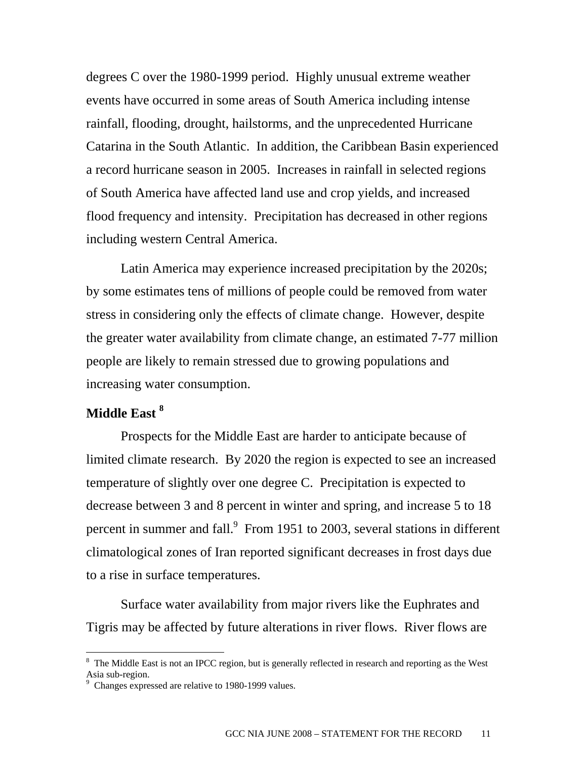degrees C over the 1980-1999 period. Highly unusual extreme weather events have occurred in some areas of South America including intense rainfall, flooding, drought, hailstorms, and the unprecedented Hurricane Catarina in the South Atlantic. In addition, the Caribbean Basin experienced a record hurricane season in 2005. Increases in rainfall in selected regions of South America have affected land use and crop yields, and increased flood frequency and intensity. Precipitation has decreased in other regions including western Central America.

Latin America may experience increased precipitation by the 2020s; by some estimates tens of millions of people could be removed from water stress in considering only the effects of climate change. However, despite the greater water availability from climate change, an estimated 7-77 million people are likely to remain stressed due to growing populations and increasing water consumption.

## Middle East [8]

Prospects for the Middle East are harder to anticipate because of limited climate research. By 2020 the region is expected to see an increased temperature of slightly over one degree C. Precipitation is expected to decrease between 3 and 8 percent in winter and spring, and increase 5 to 18 percent in summer and fall.[9] From 1951 to 2003, several stations in different climatological zones of Iran reported significant decreases in frost days due to a rise in surface temperatures.

Surface water availability from major rivers like the Euphrates and Tigris may be affected by future alterations in river flows. River flows are

---

[8] The Middle East is not an IPCC region, but is generally reflected in research and reporting as the West Asia sub-region.

[9] Changes expressed are relative to 1980-1999 values.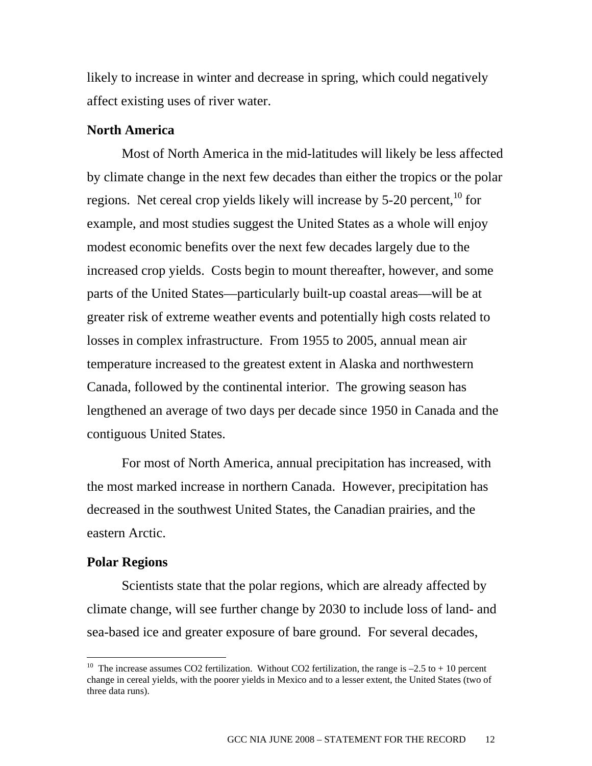likely to increase in winter and decrease in spring, which could negatively affect existing uses of river water.

**North America**

Most of North America in the mid-latitudes will likely be less affected by climate change in the next few decades than either the tropics or the polar regions. Net cereal crop yields likely will increase by 5-20 percent,[10] for example, and most studies suggest the United States as a whole will enjoy modest economic benefits over the next few decades largely due to the increased crop yields. Costs begin to mount thereafter, however, and some parts of the United States—particularly built-up coastal areas—will be at greater risk of extreme weather events and potentially high costs related to losses in complex infrastructure. From 1955 to 2005, annual mean air temperature increased to the greatest extent in Alaska and northwestern Canada, followed by the continental interior. The growing season has lengthened an average of two days per decade since 1950 in Canada and the contiguous United States.

For most of North America, annual precipitation has increased, with the most marked increase in northern Canada. However, precipitation has decreased in the southwest United States, the Canadian prairies, and the eastern Arctic.

**Polar Regions**

Scientists state that the polar regions, which are already affected by climate change, will see further change by 2030 to include loss of land- and sea-based ice and greater exposure of bare ground. For several decades,

---

[10] The increase assumes $CO_2$ fertilization. Without $CO_2$ fertilization, the range is –2.5 to + 10 percent change in cereal yields, with the poorer yields in Mexico and to a lesser extent, the United States (two of three data runs).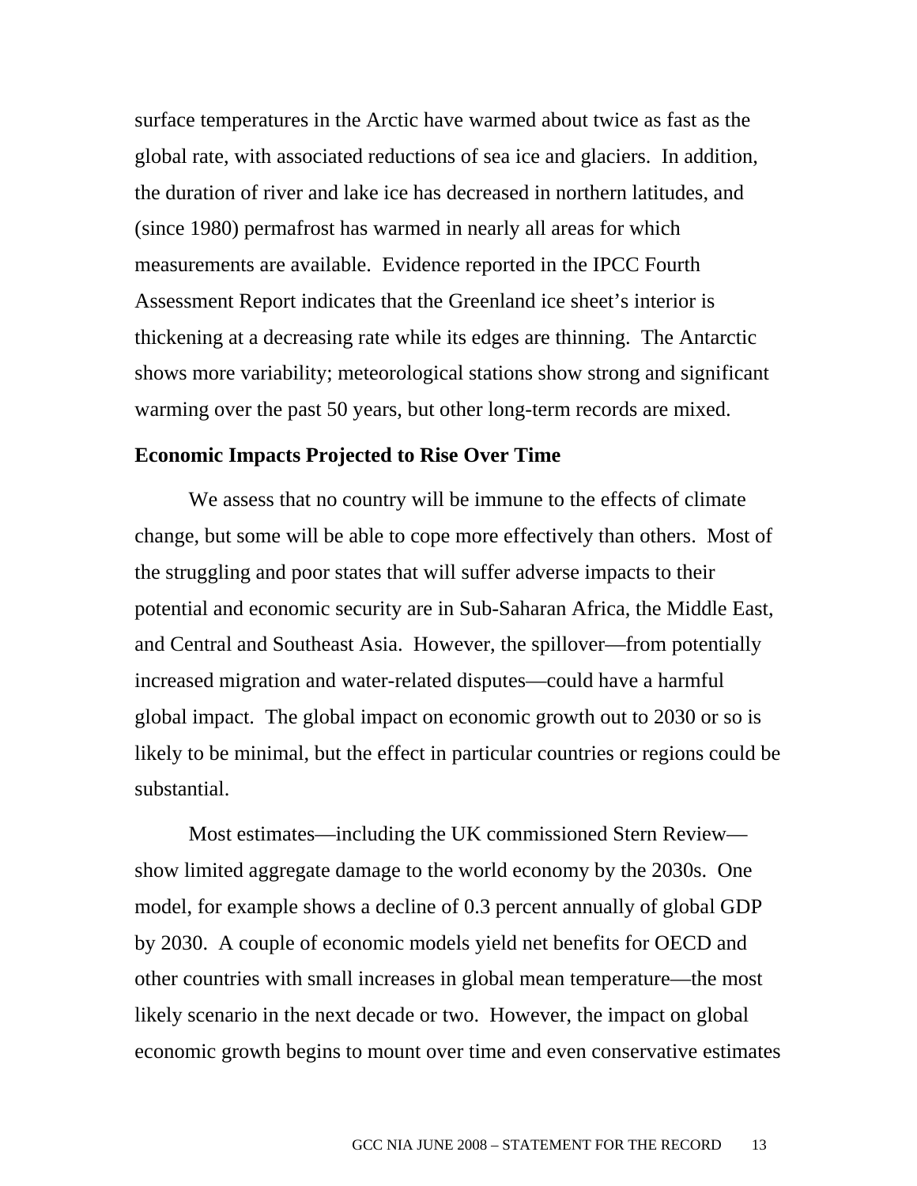surface temperatures in the Arctic have warmed about twice as fast as the global rate, with associated reductions of sea ice and glaciers. In addition, the duration of river and lake ice has decreased in northern latitudes, and (since 1980) permafrost has warmed in nearly all areas for which measurements are available. Evidence reported in the IPCC Fourth Assessment Report indicates that the Greenland ice sheet's interior is thickening at a decreasing rate while its edges are thinning. The Antarctic shows more variability; meteorological stations show strong and significant warming over the past 50 years, but other long-term records are mixed.

**Economic Impacts Projected to Rise Over Time**

We assess that no country will be immune to the effects of climate change, but some will be able to cope more effectively than others. Most of the struggling and poor states that will suffer adverse impacts to their potential and economic security are in Sub-Saharan Africa, the Middle East, and Central and Southeast Asia. However, the spillover—from potentially increased migration and water-related disputes—could have a harmful global impact. The global impact on economic growth out to 2030 or so is likely to be minimal, but the effect in particular countries or regions could be substantial.

Most estimates—including the UK commissioned Stern Review—show limited aggregate damage to the world economy by the 2030s. One model, for example shows a decline of 0.3 percent annually of global GDP by 2030. A couple of economic models yield net benefits for OECD and other countries with small increases in global mean temperature—the most likely scenario in the next decade or two. However, the impact on global economic growth begins to mount over time and even conservative estimates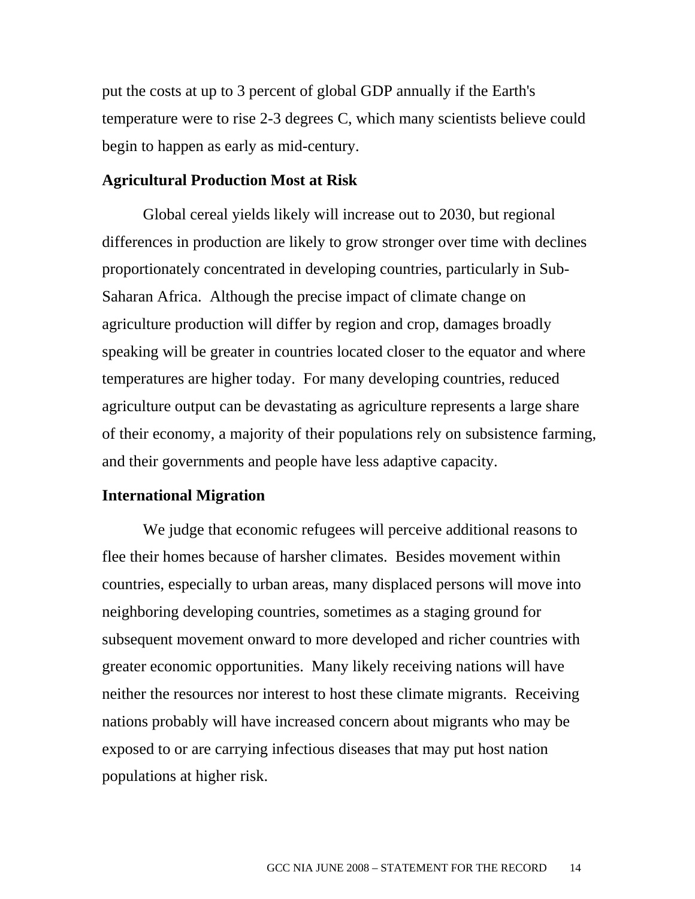put the costs at up to 3 percent of global GDP annually if the Earth's temperature were to rise 2-3 degrees C, which many scientists believe could begin to happen as early as mid-century.

### Agricultural Production Most at Risk

Global cereal yields likely will increase out to 2030, but regional differences in production are likely to grow stronger over time with declines proportionately concentrated in developing countries, particularly in Sub-Saharan Africa. Although the precise impact of climate change on agriculture production will differ by region and crop, damages broadly speaking will be greater in countries located closer to the equator and where temperatures are higher today. For many developing countries, reduced agriculture output can be devastating as agriculture represents a large share of their economy, a majority of their populations rely on subsistence farming, and their governments and people have less adaptive capacity.

### International Migration

We judge that economic refugees will perceive additional reasons to flee their homes because of harsher climates. Besides movement within countries, especially to urban areas, many displaced persons will move into neighboring developing countries, sometimes as a staging ground for subsequent movement onward to more developed and richer countries with greater economic opportunities. Many likely receiving nations will have neither the resources nor interest to host these climate migrants. Receiving nations probably will have increased concern about migrants who may be exposed to or are carrying infectious diseases that may put host nation populations at higher risk.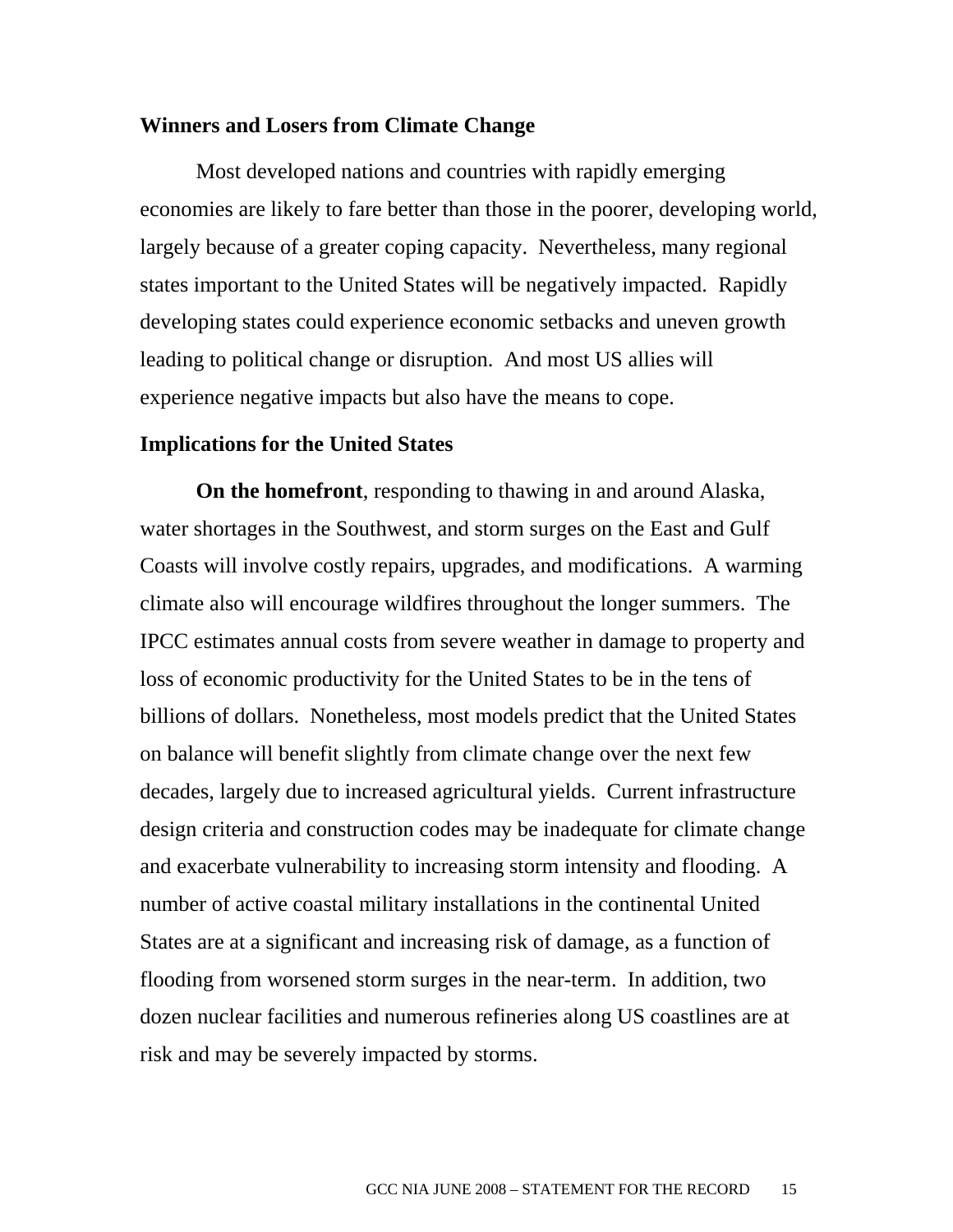**Winners and Losers from Climate Change**

Most developed nations and countries with rapidly emerging economies are likely to fare better than those in the poorer, developing world, largely because of a greater coping capacity. Nevertheless, many regional states important to the United States will be negatively impacted. Rapidly developing states could experience economic setbacks and uneven growth leading to political change or disruption. And most US allies will experience negative impacts but also have the means to cope.

**Implications for the United States**

**On the homefront**, responding to thawing in and around Alaska, water shortages in the Southwest, and storm surges on the East and Gulf Coasts will involve costly repairs, upgrades, and modifications. A warming climate also will encourage wildfires throughout the longer summers. The IPCC estimates annual costs from severe weather in damage to property and loss of economic productivity for the United States to be in the tens of billions of dollars. Nonetheless, most models predict that the United States on balance will benefit slightly from climate change over the next few decades, largely due to increased agricultural yields. Current infrastructure design criteria and construction codes may be inadequate for climate change and exacerbate vulnerability to increasing storm intensity and flooding. A number of active coastal military installations in the continental United States are at a significant and increasing risk of damage, as a function of flooding from worsened storm surges in the near-term. In addition, two dozen nuclear facilities and numerous refineries along US coastlines are at risk and may be severely impacted by storms.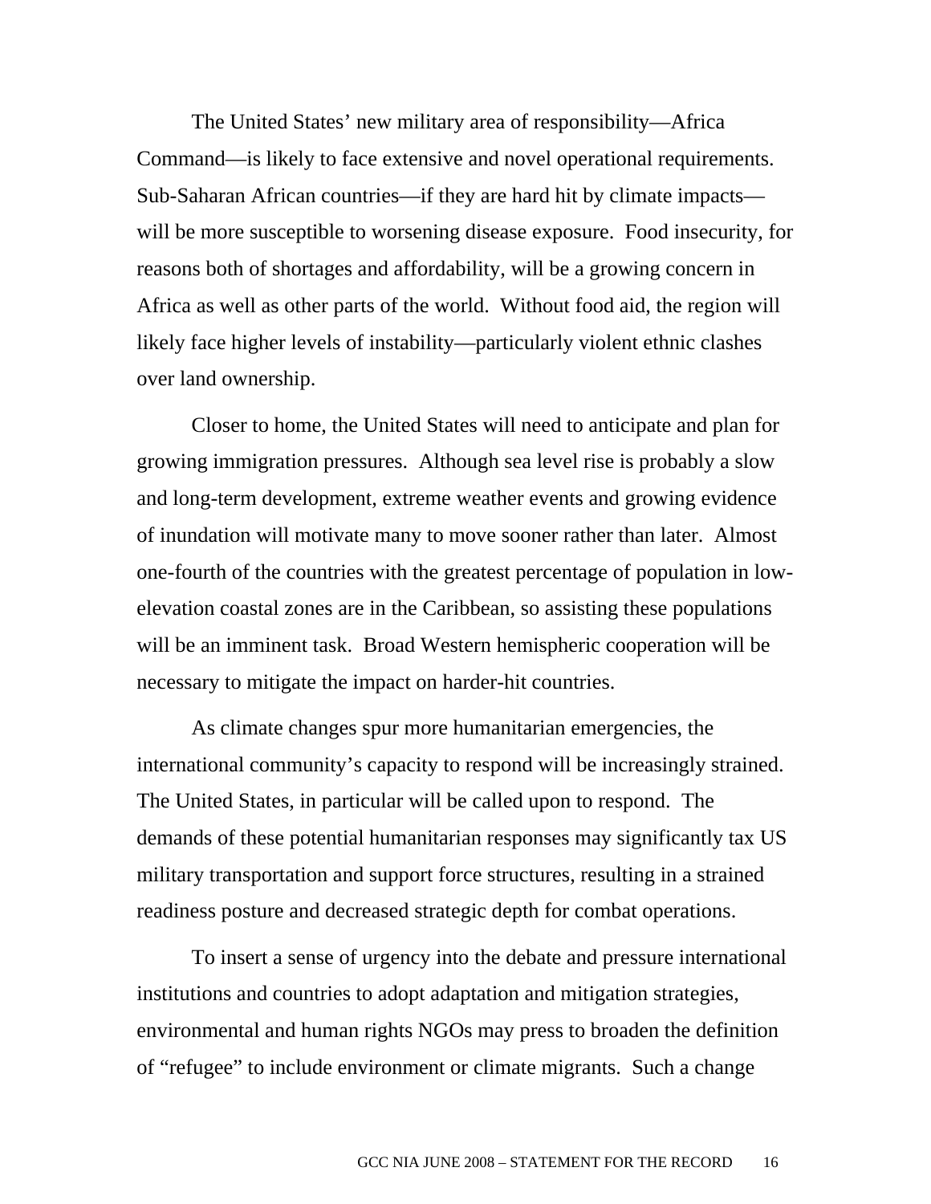The United States' new military area of responsibility—Africa Command—is likely to face extensive and novel operational requirements. Sub-Saharan African countries—if they are hard hit by climate impacts—will be more susceptible to worsening disease exposure. Food insecurity, for reasons both of shortages and affordability, will be a growing concern in Africa as well as other parts of the world. Without food aid, the region will likely face higher levels of instability—particularly violent ethnic clashes over land ownership.

Closer to home, the United States will need to anticipate and plan for growing immigration pressures. Although sea level rise is probably a slow and long-term development, extreme weather events and growing evidence of inundation will motivate many to move sooner rather than later. Almost one-fourth of the countries with the greatest percentage of population in low-elevation coastal zones are in the Caribbean, so assisting these populations will be an imminent task. Broad Western hemispheric cooperation will be necessary to mitigate the impact on harder-hit countries.

As climate changes spur more humanitarian emergencies, the international community's capacity to respond will be increasingly strained. The United States, in particular will be called upon to respond. The demands of these potential humanitarian responses may significantly tax US military transportation and support force structures, resulting in a strained readiness posture and decreased strategic depth for combat operations.

To insert a sense of urgency into the debate and pressure international institutions and countries to adopt adaptation and mitigation strategies, environmental and human rights NGOs may press to broaden the definition of "refugee" to include environment or climate migrants. Such a change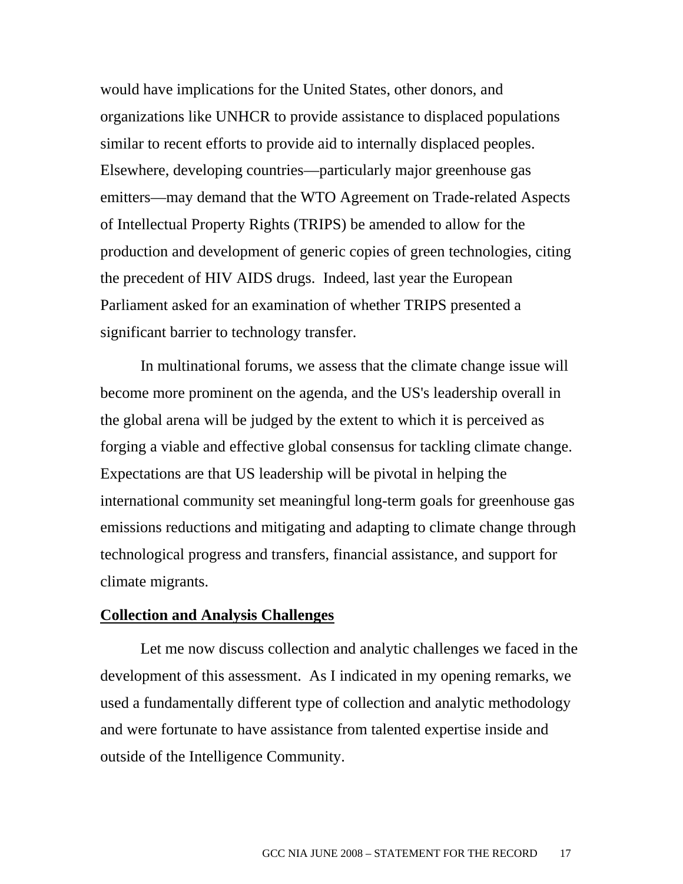would have implications for the United States, other donors, and organizations like UNHCR to provide assistance to displaced populations similar to recent efforts to provide aid to internally displaced peoples. Elsewhere, developing countries—particularly major greenhouse gas emitters—may demand that the WTO Agreement on Trade-related Aspects of Intellectual Property Rights (TRIPS) be amended to allow for the production and development of generic copies of green technologies, citing the precedent of HIV AIDS drugs. Indeed, last year the European Parliament asked for an examination of whether TRIPS presented a significant barrier to technology transfer.

In multinational forums, we assess that the climate change issue will become more prominent on the agenda, and the US's leadership overall in the global arena will be judged by the extent to which it is perceived as forging a viable and effective global consensus for tackling climate change. Expectations are that US leadership will be pivotal in helping the international community set meaningful long-term goals for greenhouse gas emissions reductions and mitigating and adapting to climate change through technological progress and transfers, financial assistance, and support for climate migrants.

## Collection and Analysis Challenges

Let me now discuss collection and analytic challenges we faced in the development of this assessment. As I indicated in my opening remarks, we used a fundamentally different type of collection and analytic methodology and were fortunate to have assistance from talented expertise inside and outside of the Intelligence Community.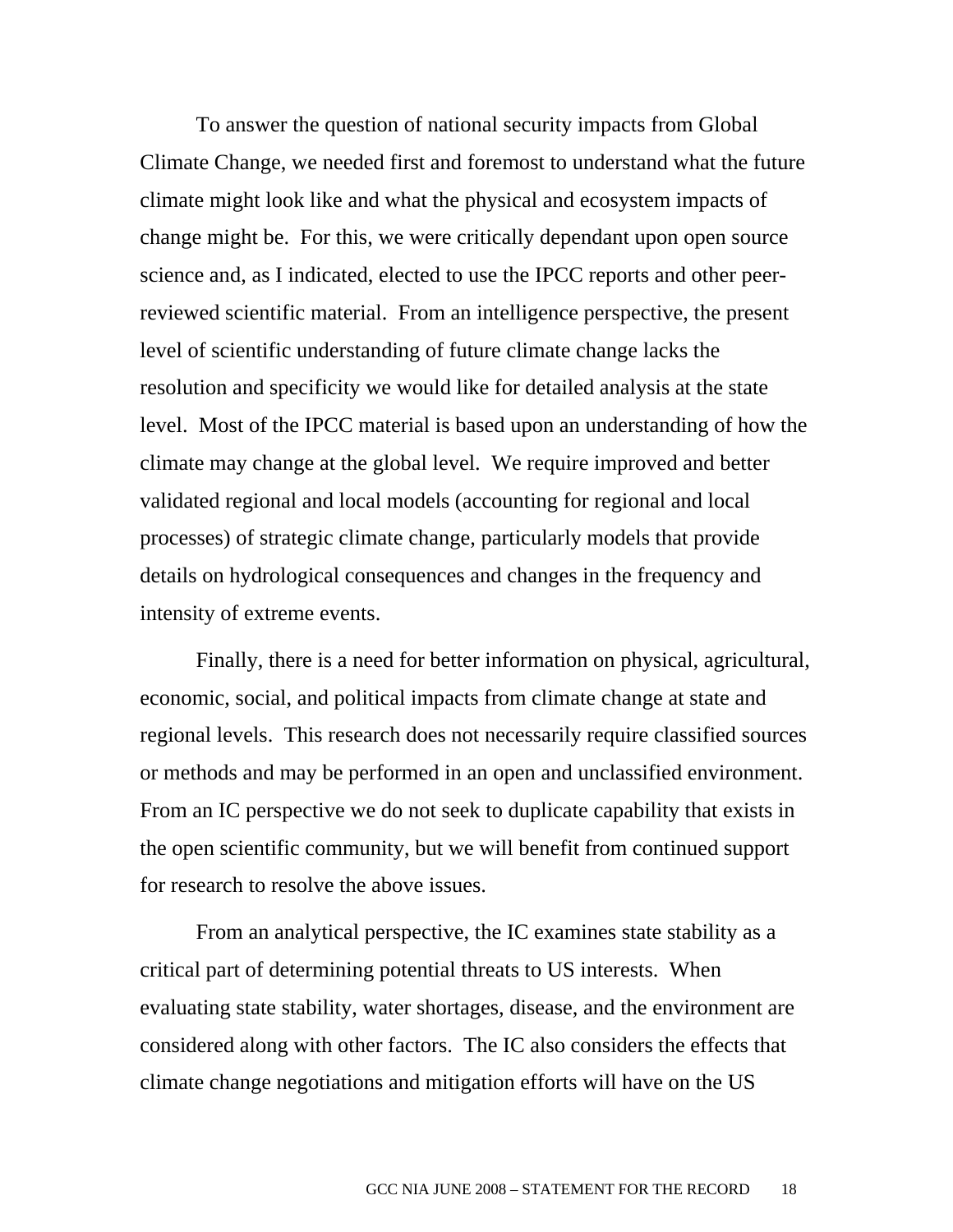To answer the question of national security impacts from Global Climate Change, we needed first and foremost to understand what the future climate might look like and what the physical and ecosystem impacts of change might be. For this, we were critically dependant upon open source science and, as I indicated, elected to use the IPCC reports and other peer-reviewed scientific material. From an intelligence perspective, the present level of scientific understanding of future climate change lacks the resolution and specificity we would like for detailed analysis at the state level. Most of the IPCC material is based upon an understanding of how the climate may change at the global level. We require improved and better validated regional and local models (accounting for regional and local processes) of strategic climate change, particularly models that provide details on hydrological consequences and changes in the frequency and intensity of extreme events.

Finally, there is a need for better information on physical, agricultural, economic, social, and political impacts from climate change at state and regional levels. This research does not necessarily require classified sources or methods and may be performed in an open and unclassified environment. From an IC perspective we do not seek to duplicate capability that exists in the open scientific community, but we will benefit from continued support for research to resolve the above issues.

From an analytical perspective, the IC examines state stability as a critical part of determining potential threats to US interests. When evaluating state stability, water shortages, disease, and the environment are considered along with other factors. The IC also considers the effects that climate change negotiations and mitigation efforts will have on the US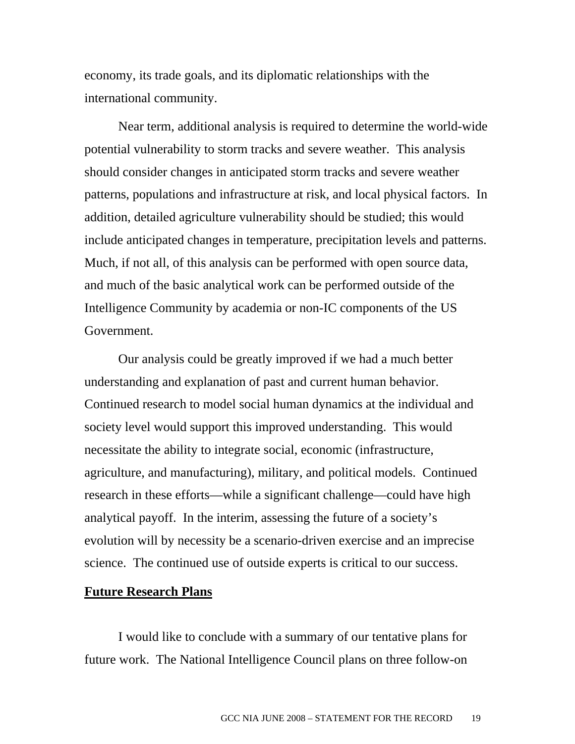economy, its trade goals, and its diplomatic relationships with the international community.

Near term, additional analysis is required to determine the world-wide potential vulnerability to storm tracks and severe weather. This analysis should consider changes in anticipated storm tracks and severe weather patterns, populations and infrastructure at risk, and local physical factors. In addition, detailed agriculture vulnerability should be studied; this would include anticipated changes in temperature, precipitation levels and patterns. Much, if not all, of this analysis can be performed with open source data, and much of the basic analytical work can be performed outside of the Intelligence Community by academia or non-IC components of the US Government.

Our analysis could be greatly improved if we had a much better understanding and explanation of past and current human behavior. Continued research to model social human dynamics at the individual and society level would support this improved understanding. This would necessitate the ability to integrate social, economic (infrastructure, agriculture, and manufacturing), military, and political models. Continued research in these efforts—while a significant challenge—could have high analytical payoff. In the interim, assessing the future of a society's evolution will by necessity be a scenario-driven exercise and an imprecise science. The continued use of outside experts is critical to our success.

**Future Research Plans**

I would like to conclude with a summary of our tentative plans for future work. The National Intelligence Council plans on three follow-on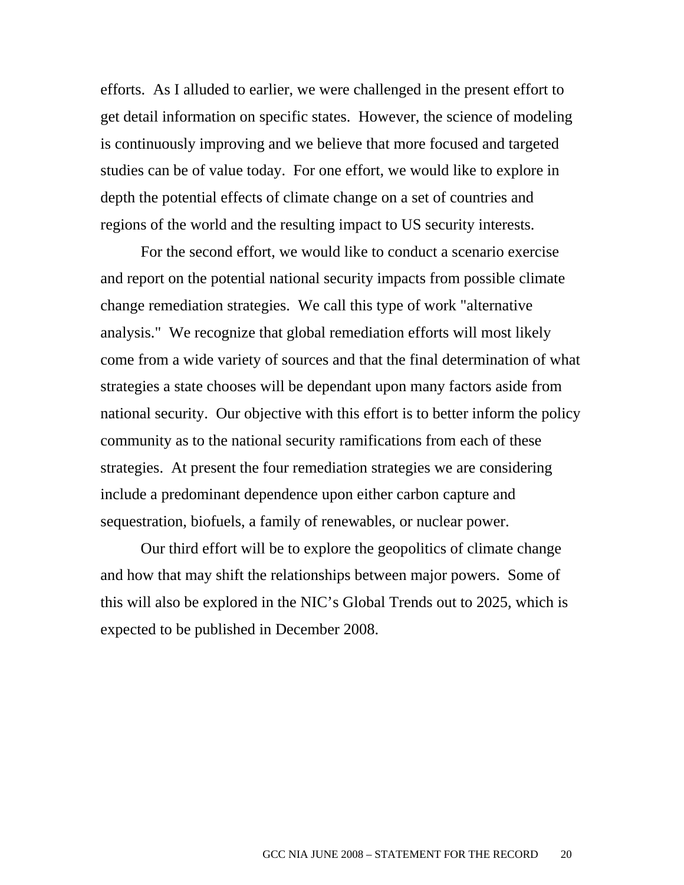efforts. As I alluded to earlier, we were challenged in the present effort to get detail information on specific states. However, the science of modeling is continuously improving and we believe that more focused and targeted studies can be of value today. For one effort, we would like to explore in depth the potential effects of climate change on a set of countries and regions of the world and the resulting impact to US security interests.

For the second effort, we would like to conduct a scenario exercise and report on the potential national security impacts from possible climate change remediation strategies. We call this type of work "alternative analysis." We recognize that global remediation efforts will most likely come from a wide variety of sources and that the final determination of what strategies a state chooses will be dependant upon many factors aside from national security. Our objective with this effort is to better inform the policy community as to the national security ramifications from each of these strategies. At present the four remediation strategies we are considering include a predominant dependence upon either carbon capture and sequestration, biofuels, a family of renewables, or nuclear power.

Our third effort will be to explore the geopolitics of climate change and how that may shift the relationships between major powers. Some of this will also be explored in the NIC's Global Trends out to 2025, which is expected to be published in December 2008.